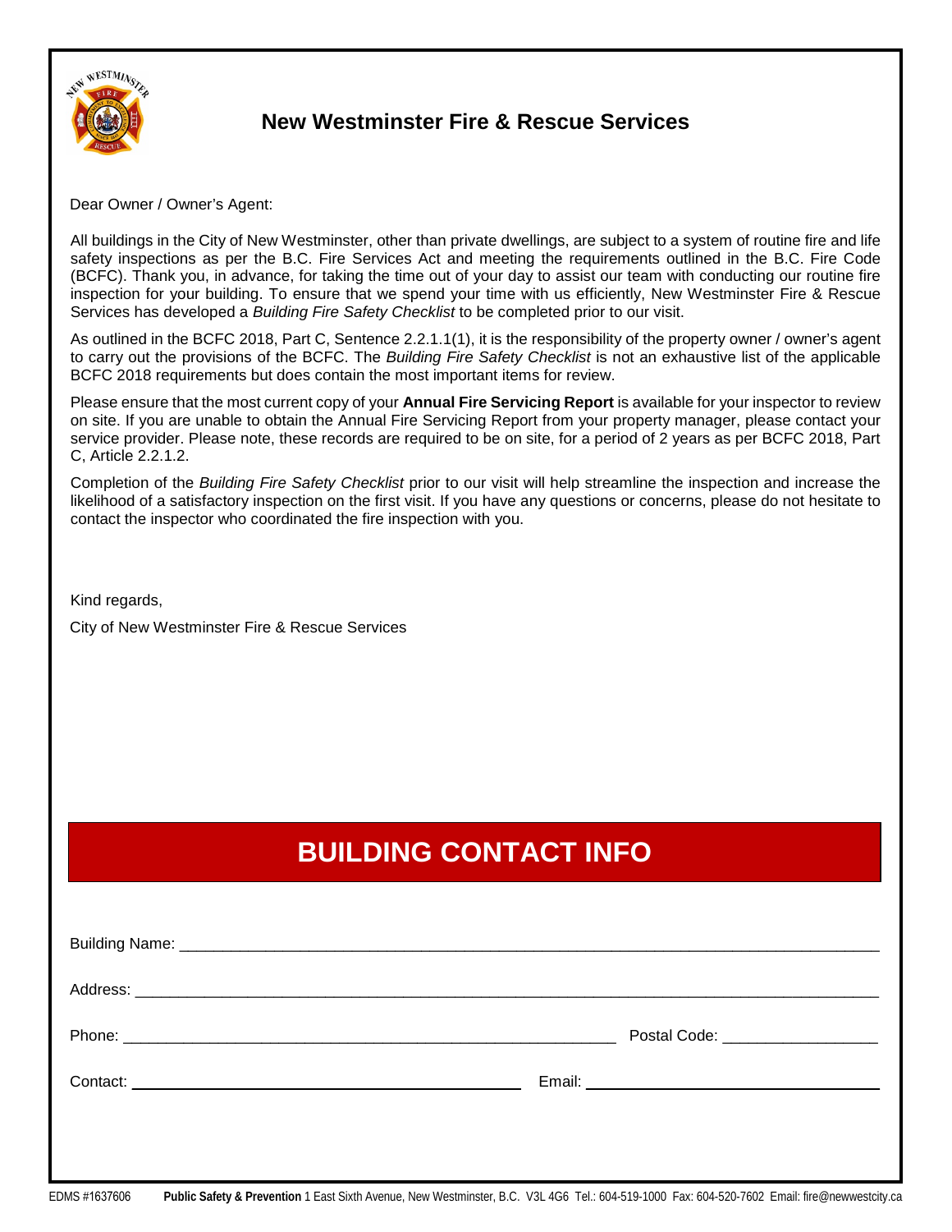# New Westminster Fire & Rescue Services

Dear Owner / Owner's Agent:

All buildings in the City of New Westminster, other than private dwellings, are subject to a system of routine fire and life safety inspections as per the B.C. Fire Services Act and meeting the requirements outlined in the B.C. Fire Code (BCFC). Thank you, in advance, for taking the time out of your day to assist our team with conducting our routine fire inspection for your building. To ensure that we spend your time with us efficiently, New Westminster Fire & Rescue Services has developed a *Building Fire Safety Checklist* to be completed prior to our visit.

As outlined in the BCFC 2018, Part C, Sentence 2.2.1.1(1), it is the responsibility of the property owner / owner's agent to carry out the provisions of the BCFC. The *Building Fire Safety Checklist* is not an exhaustive list of the applicable BCFC 2018 requirements but does contain the most important items for review.

Please ensure that the most current copy of your **Annual Fire Servicing Report** is available for your inspector to review on site. If you are unable to obtain the Annual Fire Servicing Report from your property manager, please contact your service provider. Please note, these records are required to be on site, for a period of 2 years as per BCFC 2018, Part C, Article 2.2.1.2.

Completion of the *Building Fire Safety Checklist* prior to our visit will help streamline the inspection and increase the likelihood of a satisfactory inspection on the first visit. If you have any questions or concerns, please do not hesitate to contact the inspector who coordinated the fire inspection with you.

Kind regards,

City of New Westminster Fire & Rescue Services

## BUILDING CONTACT INFO

Building Name: ______________________________________________

Address: ______________________________________________

Phone: ______________________________ Postal Code: ____________

Contact: ______________________________ Email: ______________________________

EDMS #1637606 **Public Safety & Prevention** 1 East Sixth Avenue, New Westminster, B.C. V3L 4G6 Tel.: 604-519-1000 Fax: 604-520-7602 Email: fire@newwestcity.ca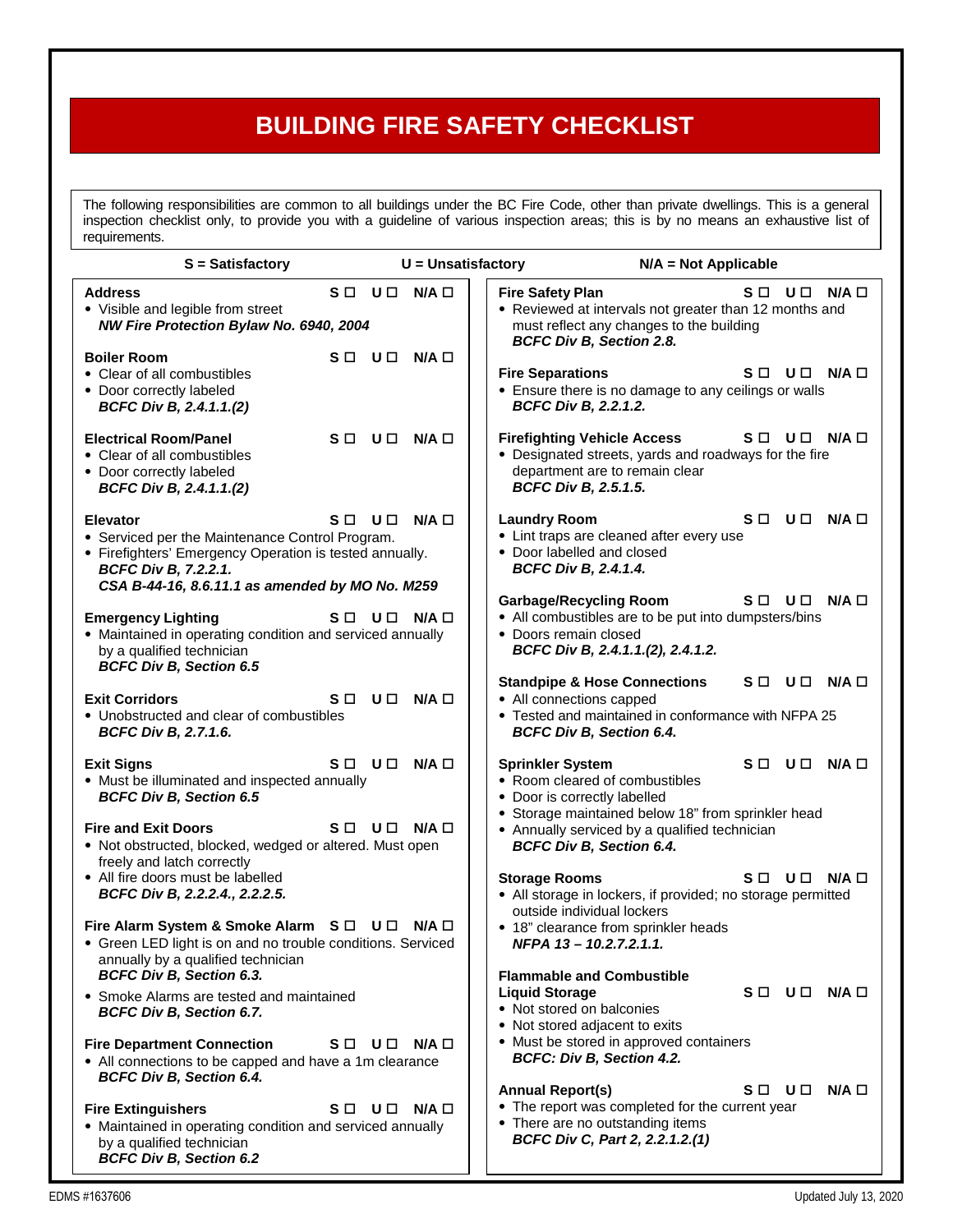# BUILDING FIRE SAFETY CHECKLIST

The following responsibilities are common to all buildings under the BC Fire Code, other than private dwellings. This is a general inspection checklist only, to provide you with a guideline of various inspection areas; this is by no means an exhaustive list of requirements.

**S = Satisfactory** **U = Unsatisfactory** **N/A = Not Applicable**

**Address** S ☐ U ☐ N/A ☐
- Visible and legible from street

***NW Fire Protection Bylaw No. 6940, 2004***

**Boiler Room** S ☐ U ☐ N/A ☐
- Clear of all combustibles
- Door correctly labeled

***BCFC Div B, 2.4.1.1.(2)***

**Electrical Room/Panel** S ☐ U ☐ N/A ☐
- Clear of all combustibles
- Door correctly labeled

***BCFC Div B, 2.4.1.1.(2)***

**Elevator** S ☐ U ☐ N/A ☐
- Serviced per the Maintenance Control Program.
- Firefighters' Emergency Operation is tested annually.

***BCFC Div B, 7.2.2.1.***
***CSA B-44-16, 8.6.11.1 as amended by MO No. M259***

**Emergency Lighting** S ☐ U ☐ N/A ☐
- Maintained in operating condition and serviced annually by a qualified technician

***BCFC Div B, Section 6.5***

**Exit Corridors** S ☐ U ☐ N/A ☐
- Unobstructed and clear of combustibles

***BCFC Div B, 2.7.1.6.***

**Exit Signs** S ☐ U ☐ N/A ☐
- Must be illuminated and inspected annually

***BCFC Div B, Section 6.5***

**Fire and Exit Doors** S ☐ U ☐ N/A ☐
- Not obstructed, blocked, wedged or altered. Must open freely and latch correctly
- All fire doors must be labelled

***BCFC Div B, 2.2.2.4., 2.2.2.5.***

**Fire Alarm System & Smoke Alarm** S ☐ U ☐ N/A ☐
- Green LED light is on and no trouble conditions. Serviced annually by a qualified technician

***BCFC Div B, Section 6.3.***

- Smoke Alarms are tested and maintained

***BCFC Div B, Section 6.7.***

**Fire Department Connection** S ☐ U ☐ N/A ☐
- All connections to be capped and have a 1m clearance

***BCFC Div B, Section 6.4.***

**Fire Extinguishers** S ☐ U ☐ N/A ☐
- Maintained in operating condition and serviced annually by a qualified technician

***BCFC Div B, Section 6.2***

**Fire Safety Plan** S ☐ U ☐ N/A ☐
- Reviewed at intervals not greater than 12 months and must reflect any changes to the building

***BCFC Div B, Section 2.8.***

**Fire Separations** S ☐ U ☐ N/A ☐
- Ensure there is no damage to any ceilings or walls

***BCFC Div B, 2.2.1.2.***

**Firefighting Vehicle Access** S ☐ U ☐ N/A ☐
- Designated streets, yards and roadways for the fire department are to remain clear

***BCFC Div B, 2.5.1.5.***

**Laundry Room** S ☐ U ☐ N/A ☐
- Lint traps are cleaned after every use
- Door labelled and closed

***BCFC Div B, 2.4.1.4.***

**Garbage/Recycling Room** S ☐ U ☐ N/A ☐
- All combustibles are to be put into dumpsters/bins
- Doors remain closed

***BCFC Div B, 2.4.1.1.(2), 2.4.1.2.***

**Standpipe & Hose Connections** S ☐ U ☐ N/A ☐
- All connections capped
- Tested and maintained in conformance with NFPA 25

***BCFC Div B, Section 6.4.***

**Sprinkler System** S ☐ U ☐ N/A ☐
- Room cleared of combustibles
- Door is correctly labelled
- Storage maintained below 18" from sprinkler head
- Annually serviced by a qualified technician

***BCFC Div B, Section 6.4.***

**Storage Rooms** S ☐ U ☐ N/A ☐
- All storage in lockers, if provided; no storage permitted outside individual lockers
- 18" clearance from sprinkler heads

***NFPA 13 – 10.2.7.2.1.1.***

**Flammable and Combustible Liquid Storage** S ☐ U ☐ N/A ☐
- Not stored on balconies
- Not stored adjacent to exits
- Must be stored in approved containers

***BCFC: Div B, Section 4.2.***

**Annual Report(s)** S ☐ U ☐ N/A ☐
- The report was completed for the current year
- There are no outstanding items

***BCFC Div C, Part 2, 2.2.1.2.(1)***

EDMS #1637606

Updated July 13, 2020